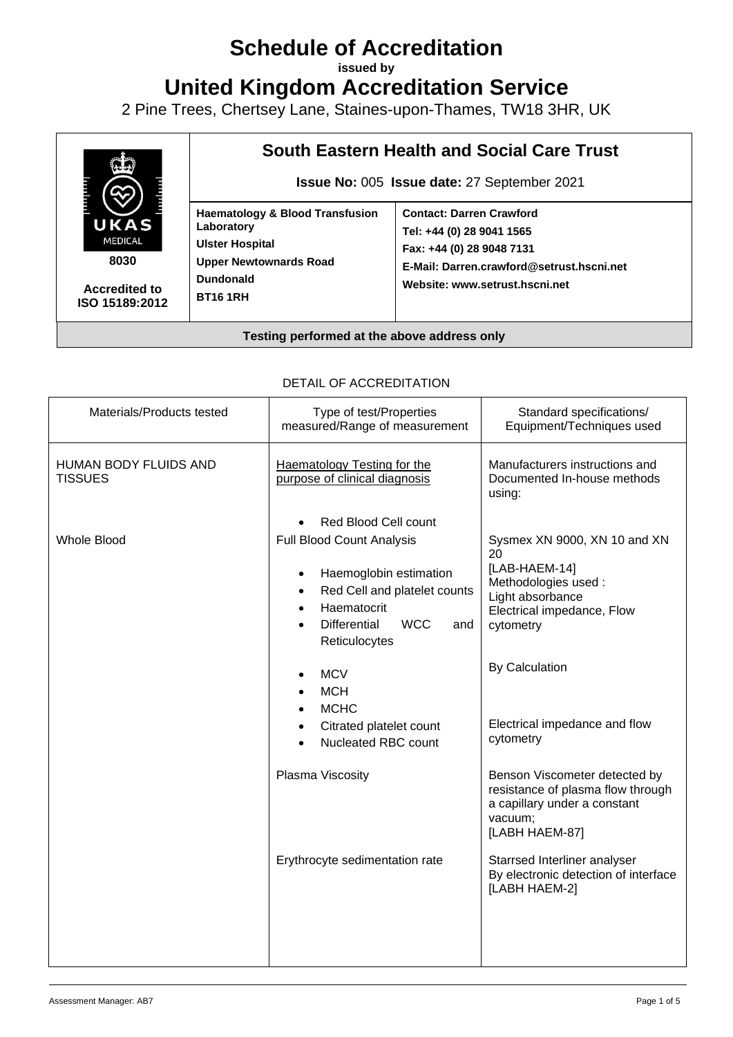# Schedule of Accreditation

**issued by**

# United Kingdom Accreditation Service

2 Pine Trees, Chertsey Lane, Staines-upon-Thames, TW18 3HR, UK

| UKAS MEDICAL 8030 Accredited to ISO 15189:2012 | **South Eastern Health and Social Care Trust** **Issue No:** 005 **Issue date:** 27 September 2021 | |
|---|---|---|
| | **Haematology & Blood Transfusion Laboratory** **Ulster Hospital** **Upper Newtownards Road** **Dundonald** **BT16 1RH** | **Contact: Darren Crawford** **Tel: +44 (0) 28 9041 1565** **Fax: +44 (0) 28 9048 7131** **E-Mail: Darren.crawford@setrust.hscni.net** **Website: www.setrust.hscni.net** |
| **Testing performed at the above address only** | | |

DETAIL OF ACCREDITATION

| Materials/Products tested | Type of test/Properties measured/Range of measurement | Standard specifications/ Equipment/Techniques used |
|---|---|---|
| HUMAN BODY FLUIDS AND TISSUES | Haematology Testing for the purpose of clinical diagnosis | Manufacturers instructions and Documented In-house methods using: |
| | • Red Blood Cell count | |
| Whole Blood | Full Blood Count Analysis<br>• Haemoglobin estimation<br>• Red Cell and platelet counts<br>• Haematocrit<br>• Differential WCC and Reticulocytes | Sysmex XN 9000, XN 10 and XN 20<br>[LAB-HAEM-14]<br>Methodologies used :<br>Light absorbance<br>Electrical impedance, Flow cytometry |
| | • MCV<br>• MCH<br>• MCHC | By Calculation |
| | • Citrated platelet count<br>• Nucleated RBC count | Electrical impedance and flow cytometry |
| | Plasma Viscosity | Benson Viscometer detected by resistance of plasma flow through a capillary under a constant vacuum;<br>[LABH HAEM-87] |
| | Erythrocyte sedimentation rate | Starrsed Interliner analyser<br>By electronic detection of interface<br>[LABH HAEM-2] |

Assessment Manager: AB7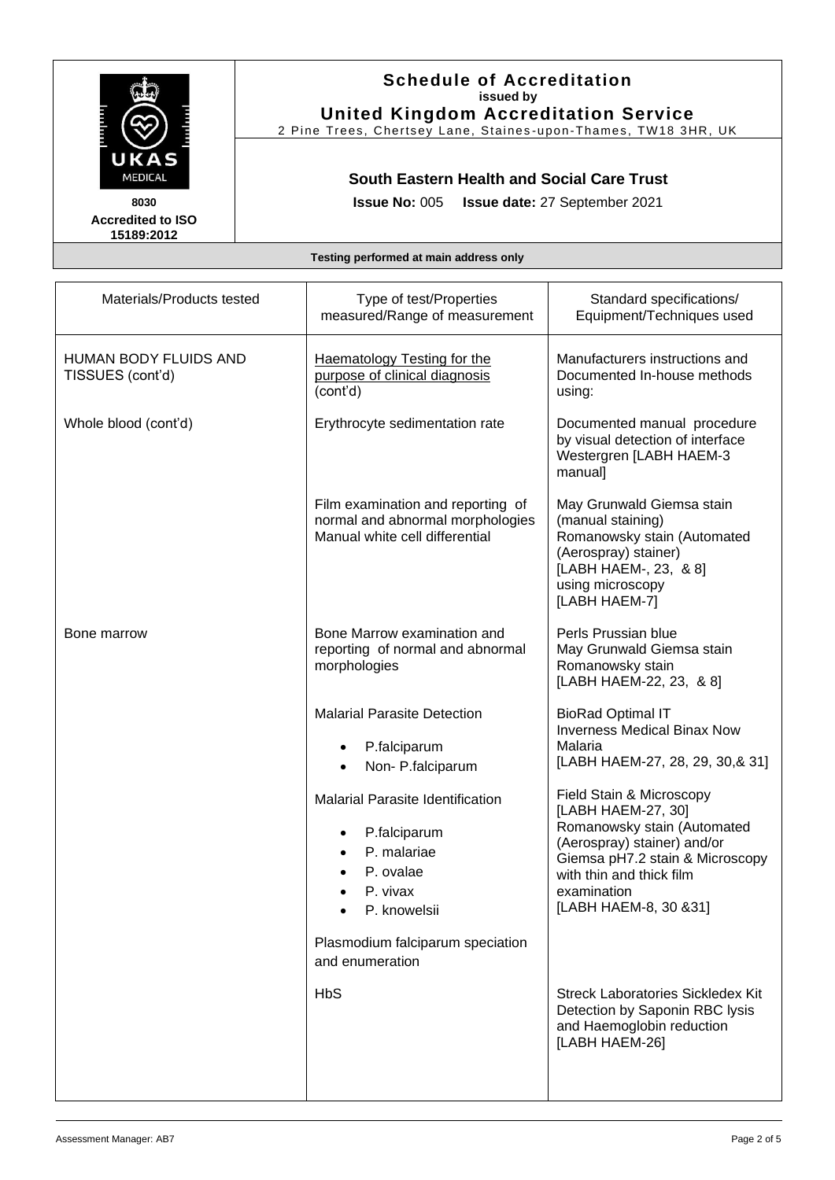**Schedule of Accreditation**
**issued by**
**United Kingdom Accreditation Service**
2 Pine Trees, Chertsey Lane, Staines-upon-Thames, TW18 3HR, UK

UKAS MEDICAL

8030
**Accredited to ISO 15189:2012**

**South Eastern Health and Social Care Trust**

**Issue No:** 005 **Issue date:** 27 September 2021

**Testing performed at main address only**

| Materials/Products tested | Type of test/Properties measured/Range of measurement | Standard specifications/ Equipment/Techniques used |
|---|---|---|
| HUMAN BODY FLUIDS AND TISSUES (cont'd) | Haematology Testing for the purpose of clinical diagnosis (cont'd) | Manufacturers instructions and Documented In-house methods using: |
| Whole blood (cont'd) | Erythrocyte sedimentation rate | Documented manual procedure by visual detection of interface Westergren [LABH HAEM-3 manual] |
| | Film examination and reporting of normal and abnormal morphologies<br>Manual white cell differential | May Grunwald Giemsa stain (manual staining)<br>Romanowsky stain (Automated (Aerospray) stainer)<br>[LABH HAEM-, 23, & 8]<br>using microscopy<br>[LABH HAEM-7] |
| Bone marrow | Bone Marrow examination and reporting of normal and abnormal morphologies | Perls Prussian blue<br>May Grunwald Giemsa stain<br>Romanowsky stain<br>[LABH HAEM-22, 23, & 8] |
| | Malarial Parasite Detection<br>• P.falciparum<br>• Non- P.falciparum | BioRad Optimal IT<br>Inverness Medical Binax Now Malaria<br>[LABH HAEM-27, 28, 29, 30,& 31] |
| | Malarial Parasite Identification<br>• P.falciparum<br>• P. malariae<br>• P. ovalae<br>• P. vivax<br>• P. knowelsii<br><br>Plasmodium falciparum speciation and enumeration | Field Stain & Microscopy<br>[LABH HAEM-27, 30]<br>Romanowsky stain (Automated (Aerospray) stainer) and/or Giemsa pH7.2 stain & Microscopy with thin and thick film examination<br>[LABH HAEM-8, 30 &31] |
| | HbS | Streck Laboratories Sickledex Kit Detection by Saponin RBC lysis and Haemoglobin reduction<br>[LABH HAEM-26] |

Assessment Manager: AB7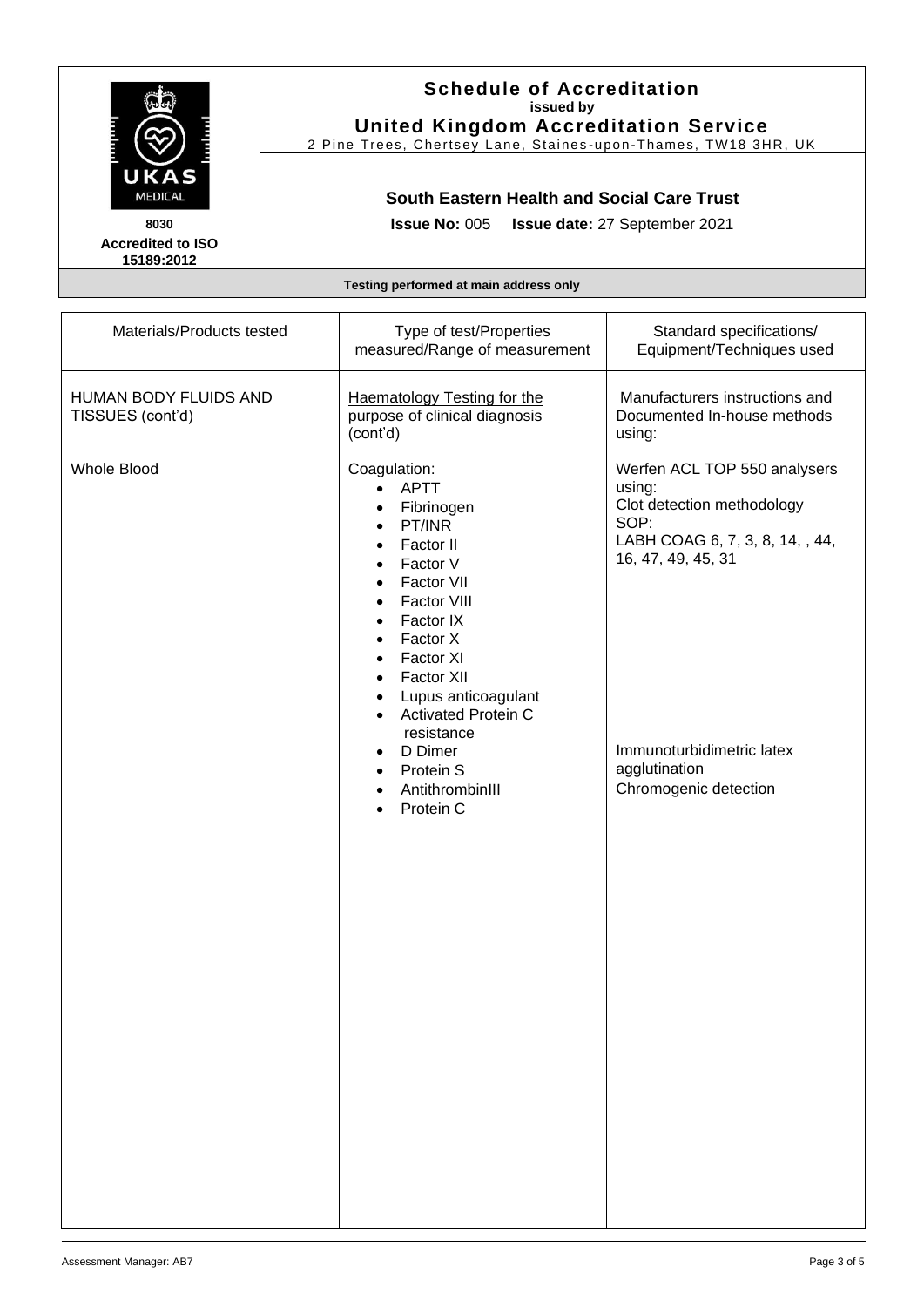**Schedule of Accreditation**
**issued by**
**United Kingdom Accreditation Service**
2 Pine Trees, Chertsey Lane, Staines-upon-Thames, TW18 3HR, UK

8030
**Accredited to ISO 15189:2012**

**South Eastern Health and Social Care Trust**

**Issue No:** 005 **Issue date:** 27 September 2021

**Testing performed at main address only**

| Materials/Products tested | Type of test/Properties measured/Range of measurement | Standard specifications/ Equipment/Techniques used |
|---|---|---|
| HUMAN BODY FLUIDS AND TISSUES (cont'd) | Haematology Testing for the purpose of clinical diagnosis (cont'd) | Manufacturers instructions and Documented In-house methods using: |
| Whole Blood | Coagulation:<br>• APTT<br>• Fibrinogen<br>• PT/INR<br>• Factor II<br>• Factor V<br>• Factor VII<br>• Factor VIII<br>• Factor IX<br>• Factor X<br>• Factor XI<br>• Factor XII<br>• Lupus anticoagulant<br>• Activated Protein C resistance | Werfen ACL TOP 550 analysers using:<br>Clot detection methodology<br>SOP:<br>LABH COAG 6, 7, 3, 8, 14, , 44, 16, 47, 49, 45, 31 |
| | • D Dimer<br>• Protein S<br>• AntithrombinIII<br>• Protein C | Immunoturbidimetric latex agglutination<br>Chromogenic detection |

Assessment Manager: AB7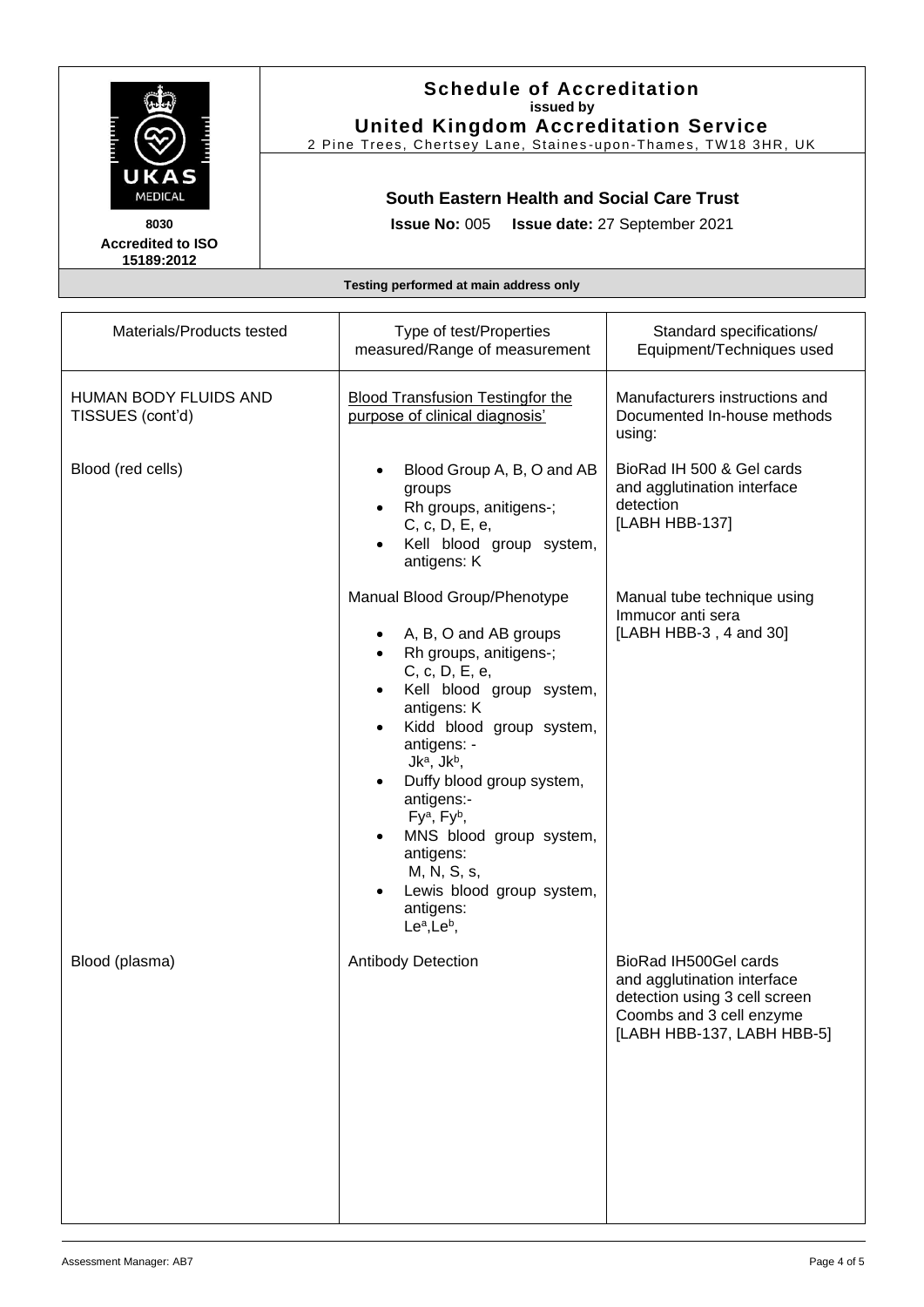# Schedule of Accreditation

**issued by**

**United Kingdom Accreditation Service**

2 Pine Trees, Chertsey Lane, Staines-upon-Thames, TW18 3HR, UK

8030

**Accredited to ISO 15189:2012**

## South Eastern Health and Social Care Trust

**Issue No:** 005 **Issue date:** 27 September 2021

**Testing performed at main address only**

| Materials/Products tested | Type of test/Properties measured/Range of measurement | Standard specifications/ Equipment/Techniques used |
|---|---|---|
| HUMAN BODY FLUIDS AND TISSUES (cont'd) | Blood Transfusion Testingfor the purpose of clinical diagnosis' | Manufacturers instructions and Documented In-house methods using: |
| Blood (red cells) | • Blood Group A, B, O and AB groups<br>• Rh groups, anitigens-; C, c, D, E, e,<br>• Kell blood group system, antigens: K | BioRad IH 500 & Gel cards and agglutination interface detection [LABH HBB-137] |
| | Manual Blood Group/Phenotype<br>• A, B, O and AB groups<br>• Rh groups, anitigens-; C, c, D, E, e,<br>• Kell blood group system, antigens: K<br>• Kidd blood group system, antigens: - $Jk^a$, $Jk^b$,<br>• Duffy blood group system, antigens:- $Fy^a$, $Fy^b$,<br>• MNS blood group system, antigens: M, N, S, s,<br>• Lewis blood group system, antigens: $Le^a$,$Le^b$, | Manual tube technique using Immucor anti sera [LABH HBB-3 , 4 and 30] |
| Blood (plasma) | Antibody Detection | BioRad IH500Gel cards and agglutination interface detection using 3 cell screen Coombs and 3 cell enzyme [LABH HBB-137, LABH HBB-5] |

Assessment Manager: AB7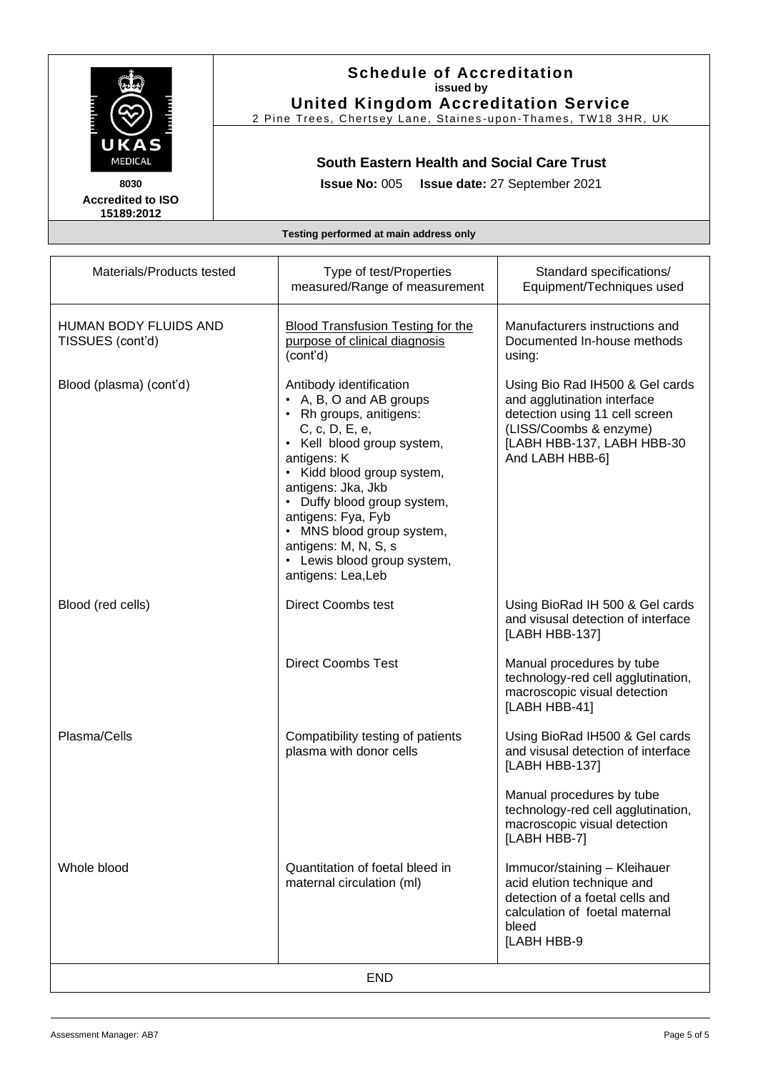# Schedule of Accreditation

issued by

**United Kingdom Accreditation Service**

2 Pine Trees, Chertsey Lane, Staines-upon-Thames, TW18 3HR, UK

**8030**

**Accredited to ISO 15189:2012**

## South Eastern Health and Social Care Trust

**Issue No:** 005 **Issue date:** 27 September 2021

**Testing performed at main address only**

| Materials/Products tested | Type of test/Properties measured/Range of measurement | Standard specifications/ Equipment/Techniques used |
|---|---|---|
| HUMAN BODY FLUIDS AND TISSUES (cont'd) | Blood Transfusion Testing for the purpose of clinical diagnosis (cont'd) | Manufacturers instructions and Documented In-house methods using: |
| Blood (plasma) (cont'd) | Antibody identification<br>• A, B, O and AB groups<br>• Rh groups, anitigens: C, c, D, E, e,<br>• Kell blood group system, antigens: K<br>• Kidd blood group system, antigens: Jka, Jkb<br>• Duffy blood group system, antigens: Fya, Fyb<br>• MNS blood group system, antigens: M, N, S, s<br>• Lewis blood group system, antigens: Lea,Leb | Using Bio Rad IH500 & Gel cards and agglutination interface detection using 11 cell screen (LISS/Coombs & enzyme) [LABH HBB-137, LABH HBB-30 And LABH HBB-6] |
| Blood (red cells) | Direct Coombs test | Using BioRad IH 500 & Gel cards and visusal detection of interface [LABH HBB-137] |
| | Direct Coombs Test | Manual procedures by tube technology-red cell agglutination, macroscopic visual detection [LABH HBB-41] |
| Plasma/Cells | Compatibility testing of patients plasma with donor cells | Using BioRad IH500 & Gel cards and visusal detection of interface [LABH HBB-137] |
| | | Manual procedures by tube technology-red cell agglutination, macroscopic visual detection [LABH HBB-7] |
| Whole blood | Quantitation of foetal bleed in maternal circulation (ml) | Immucor/staining – Kleihauer acid elution technique and detection of a foetal cells and calculation of foetal maternal bleed [LABH HBB-9 |

END

Assessment Manager: AB7